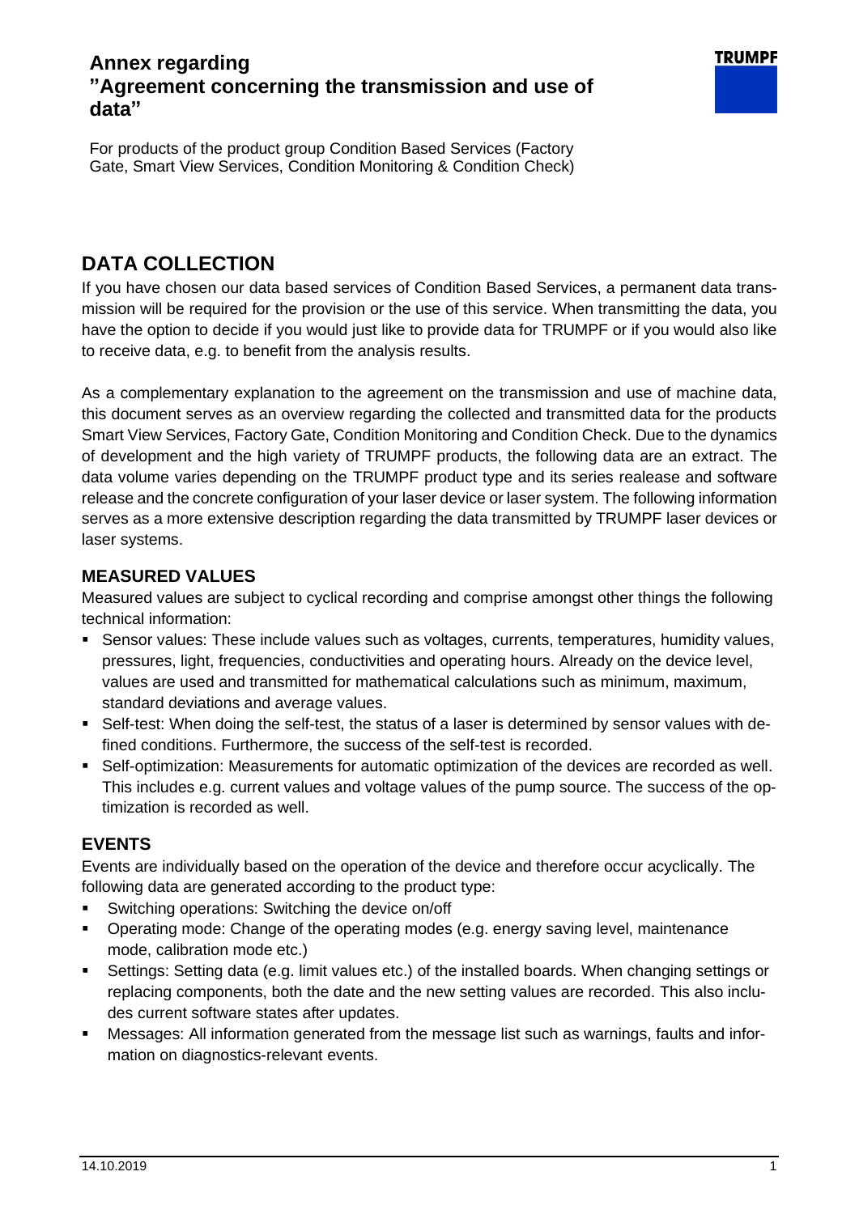# Annex regarding ”Agreement concerning the transmission and use of data”

For products of the product group Condition Based Services (Factory Gate, Smart View Services, Condition Monitoring & Condition Check)

## DATA COLLECTION

If you have chosen our data based services of Condition Based Services, a permanent data transmission will be required for the provision or the use of this service. When transmitting the data, you have the option to decide if you would just like to provide data for TRUMPF or if you would also like to receive data, e.g. to benefit from the analysis results.

As a complementary explanation to the agreement on the transmission and use of machine data, this document serves as an overview regarding the collected and transmitted data for the products Smart View Services, Factory Gate, Condition Monitoring and Condition Check. Due to the dynamics of development and the high variety of TRUMPF products, the following data are an extract. The data volume varies depending on the TRUMPF product type and its series realease and software release and the concrete configuration of your laser device or laser system. The following information serves as a more extensive description regarding the data transmitted by TRUMPF laser devices or laser systems.

### MEASURED VALUES

Measured values are subject to cyclical recording and comprise amongst other things the following technical information:

- Sensor values: These include values such as voltages, currents, temperatures, humidity values, pressures, light, frequencies, conductivities and operating hours. Already on the device level, values are used and transmitted for mathematical calculations such as minimum, maximum, standard deviations and average values.
- Self-test: When doing the self-test, the status of a laser is determined by sensor values with defined conditions. Furthermore, the success of the self-test is recorded.
- Self-optimization: Measurements for automatic optimization of the devices are recorded as well. This includes e.g. current values and voltage values of the pump source. The success of the optimization is recorded as well.

### EVENTS

Events are individually based on the operation of the device and therefore occur acyclically. The following data are generated according to the product type:

- Switching operations: Switching the device on/off
- Operating mode: Change of the operating modes (e.g. energy saving level, maintenance mode, calibration mode etc.)
- Settings: Setting data (e.g. limit values etc.) of the installed boards. When changing settings or replacing components, both the date and the new setting values are recorded. This also includes current software states after updates.
- Messages: All information generated from the message list such as warnings, faults and information on diagnostics-relevant events.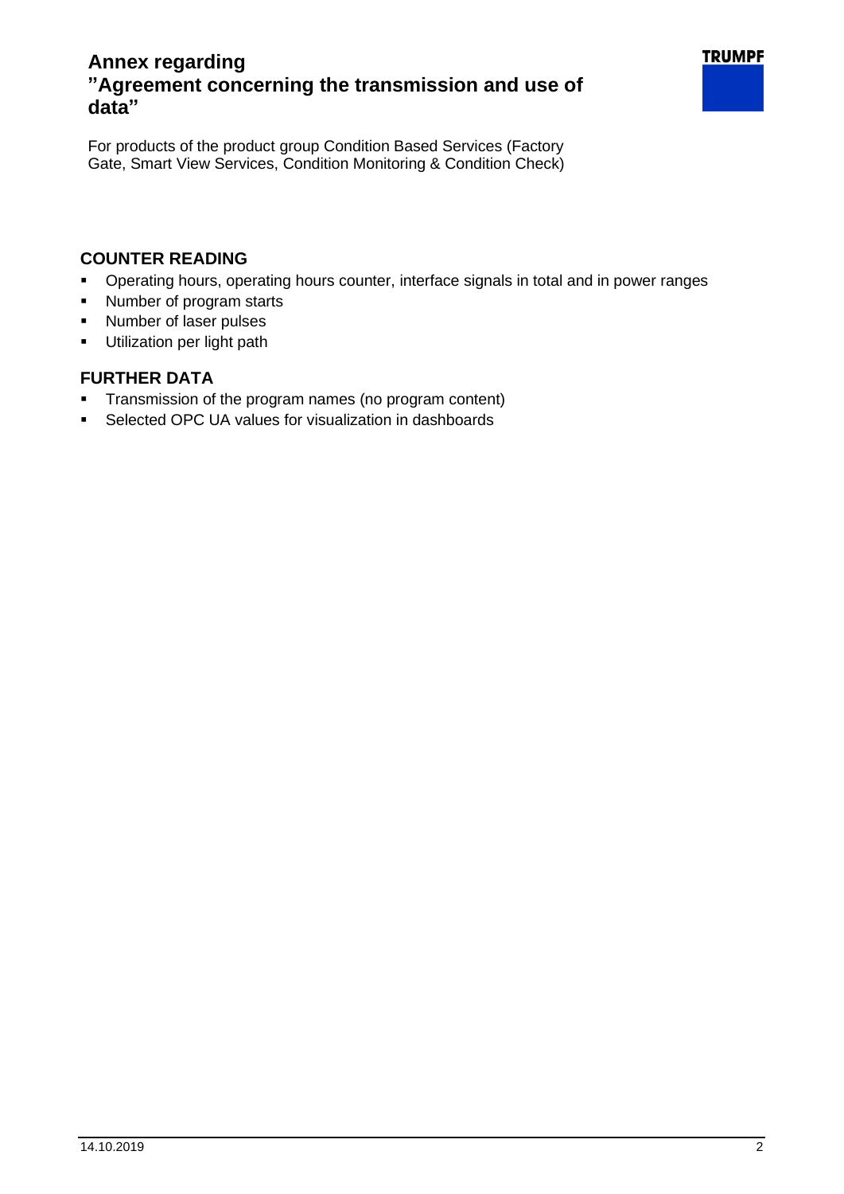# Annex regarding "Agreement concerning the transmission and use of data"

For products of the product group Condition Based Services (Factory Gate, Smart View Services, Condition Monitoring & Condition Check)

## COUNTER READING

- Operating hours, operating hours counter, interface signals in total and in power ranges
- Number of program starts
- Number of laser pulses
- Utilization per light path

## FURTHER DATA

- Transmission of the program names (no program content)
- Selected OPC UA values for visualization in dashboards

14.10.2019